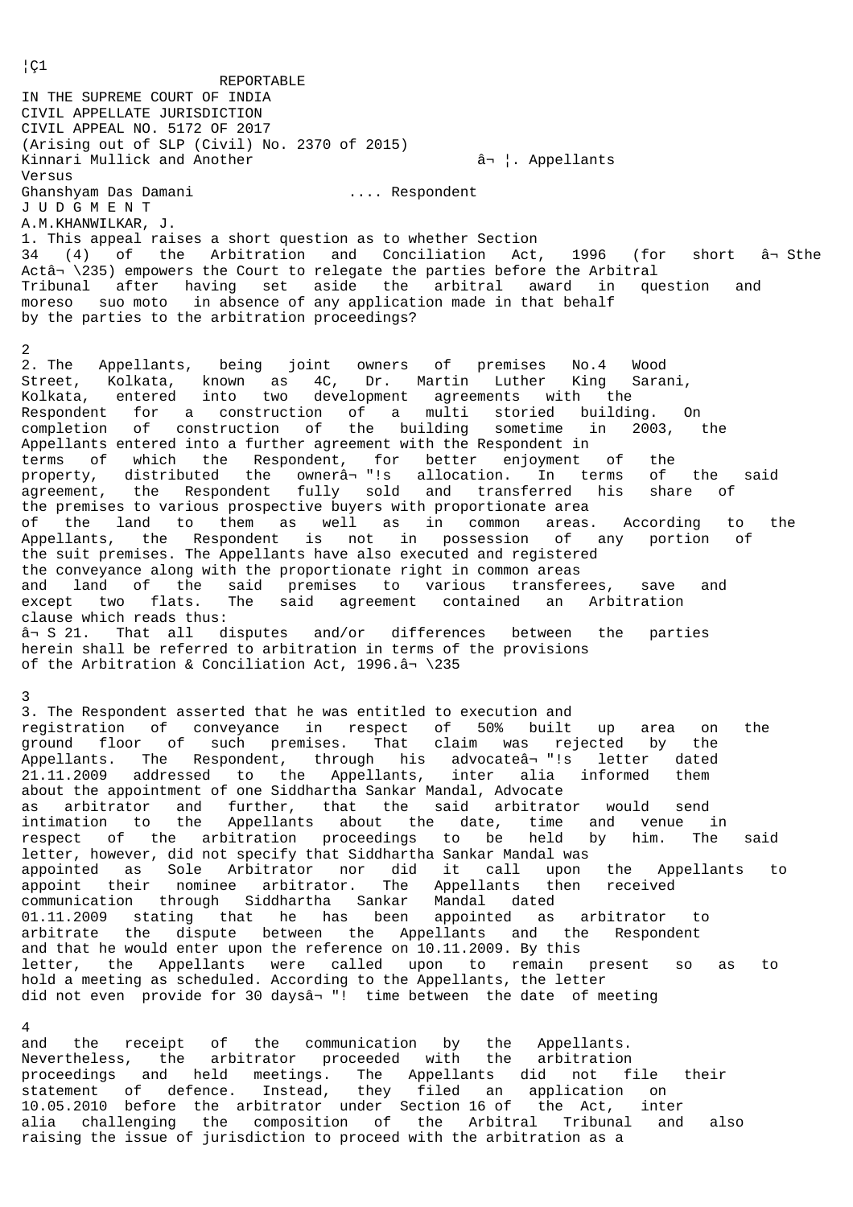REPORTABLE

IN THE SUPREME COURT OF INDIA
CIVIL APPELLATE JURISDICTION

CIVIL APPEAL NO. 5172 OF 2017
(Arising out of SLP (Civil) No. 2370 of 2015)

Kinnari Mullick and Another .... Appellants

Versus

Ghanshyam Das Damani .... Respondent

# J U D G M E N T

A.M.KHANWILKAR, J.

1. This appeal raises a short question as to whether Section 34 (4) of the Arbitration and Conciliation Act, 1996 (for short "the Act") empowers the Court to relegate the parties before the Arbitral Tribunal after having set aside the arbitral award in question and moreso *suo moto* in absence of any application made in that behalf by the parties to the arbitration proceedings?

2. The Appellants, being joint owners of premises No.4 Wood Street, Kolkata, known as 4C, Dr. Martin Luther King Sarani, Kolkata, entered into two development agreements with the Respondent for a construction of a multi storied building. On completion of construction of the building sometime in 2003, the Appellants entered into a further agreement with the Respondent in terms of which the Respondent, for better enjoyment of the property, distributed the owner's allocation. In terms of the said agreement, the Respondent fully sold and transferred his share of the premises to various prospective buyers with proportionate area of the land to them as well as in common areas. According to the Appellants, the Respondent is not in possession of any portion of the suit premises. The Appellants have also executed and registered the conveyance along with the proportionate right in common areas and land of the said premises to various transferees, save and except two flats. The said agreement contained an Arbitration clause which reads thus:

"21. That all disputes and/or differences between the parties herein shall be referred to arbitration in terms of the provisions of the Arbitration & Conciliation Act, 1996."

3. The Respondent asserted that he was entitled to execution and registration of conveyance in respect of 50% built up area on the ground floor of such premises. That claim was rejected by the Appellants. The Respondent, through his advocate's letter dated 21.11.2009 addressed to the Appellants, inter alia informed them about the appointment of one Siddhartha Sankar Mandal, Advocate as arbitrator and further, that the said arbitrator would send intimation to the Appellants about the date, time and venue in respect of the arbitration proceedings to be held by him. The said letter, however, did not specify that Siddhartha Sankar Mandal was appointed as Sole Arbitrator nor did it call upon the Appellants to appoint their nominee arbitrator. The Appellants then received communication through Siddhartha Sankar Mandal dated 01.11.2009 stating that he has been appointed as arbitrator to arbitrate the dispute between the Appellants and the Respondent and that he would enter upon the reference on 10.11.2009. By this letter, the Appellants were called upon to remain present so as to hold a meeting as scheduled. According to the Appellants, the letter did not even provide for 30 days' time between the date of meeting and the receipt of the communication by the Appellants. Nevertheless, the arbitrator proceeded with the arbitration proceedings and held meetings. The Appellants did not file their statement of defence. Instead, they filed an application on 10.05.2010 before the arbitrator under Section 16 of the Act, inter alia challenging the composition of the Arbitral Tribunal and also raising the issue of jurisdiction to proceed with the arbitration as a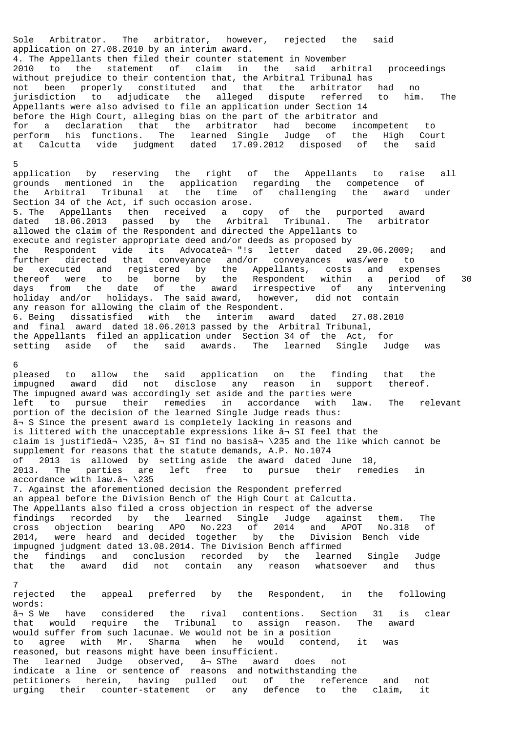Sole Arbitrator. The arbitrator, however, rejected the said application on 27.08.2010 by an interim award.

4. The Appellants then filed their counter statement in November 2010 to the statement of claim in the said arbitral proceedings without prejudice to their contention that, the Arbitral Tribunal has not been properly constituted and that the arbitrator had no jurisdiction to adjudicate the alleged dispute referred to him. The Appellants were also advised to file an application under Section 14 before the High Court, alleging bias on the part of the arbitrator and for a declaration that the arbitrator had become incompetent to perform his functions. The learned Single Judge of the High Court at Calcutta vide judgment dated 17.09.2012 disposed of the said application by reserving the right of the Appellants to raise all grounds mentioned in the application regarding the competence of the Arbitral Tribunal at the time of challenging the award under Section 34 of the Act, if such occasion arose.

5. The Appellants then received a copy of the purported award dated 18.06.2013 passed by the Arbitral Tribunal. The arbitrator allowed the claim of the Respondent and directed the Appellants to execute and register appropriate deed and/or deeds as proposed by the Respondent vide its Advocateâ¬"!s letter dated 29.06.2009; and further directed that conveyance and/or conveyances was/were to be executed and registered by the Appellants, costs and expenses thereof were to be borne by the Respondent within a period of 30 days from the date of the award irrespective of any intervening holiday and/or holidays. The said award, however, did not contain any reason for allowing the claim of the Respondent.

6. Being dissatisfied with the interim award dated 27.08.2010 and final award dated 18.06.2013 passed by the Arbitral Tribunal, the Appellants filed an application under Section 34 of the Act, for setting aside of the said awards. The learned Single Judge was pleased to allow the said application on the finding that the impugned award did not disclose any reason in support thereof. The impugned award was accordingly set aside and the parties were left to pursue their remedies in accordance with law. The relevant portion of the decision of the learned Single Judge reads thus:

â¬ S Since the present award is completely lacking in reasons and is littered with the unacceptable expressions like â¬ SI feel that the claim is justifiedâ¬ \235, â¬ SI find no basisâ¬ \235 and the like which cannot be supplement for reasons that the statute demands, A.P. No.1074 of 2013 is allowed by setting aside the award dated June 18, 2013. The parties are left free to pursue their remedies in accordance with law.â¬ \235

7. Against the aforementioned decision the Respondent preferred an appeal before the Division Bench of the High Court at Calcutta. The Appellants also filed a cross objection in respect of the adverse findings recorded by the learned Single Judge against them. The cross objection bearing APO No.223 of 2014 and APOT No.318 of 2014, were heard and decided together by the Division Bench vide impugned judgment dated 13.08.2014. The Division Bench affirmed the findings and conclusion recorded by the learned Single Judge that the award did not contain any reason whatsoever and thus rejected the appeal preferred by the Respondent, in the following words:

â¬ S We have considered the rival contentions. Section 31 is clear that would require the Tribunal to assign reason. The award would suffer from such lacunae. We would not be in a position to agree with Mr. Sharma when he would contend, it was reasoned, but reasons might have been insufficient.

The learned Judge observed, â¬ SThe award does not indicate a line or sentence of reasons and notwithstanding the petitioners herein, having pulled out of the reference and not urging their counter-statement or any defence to the claim, it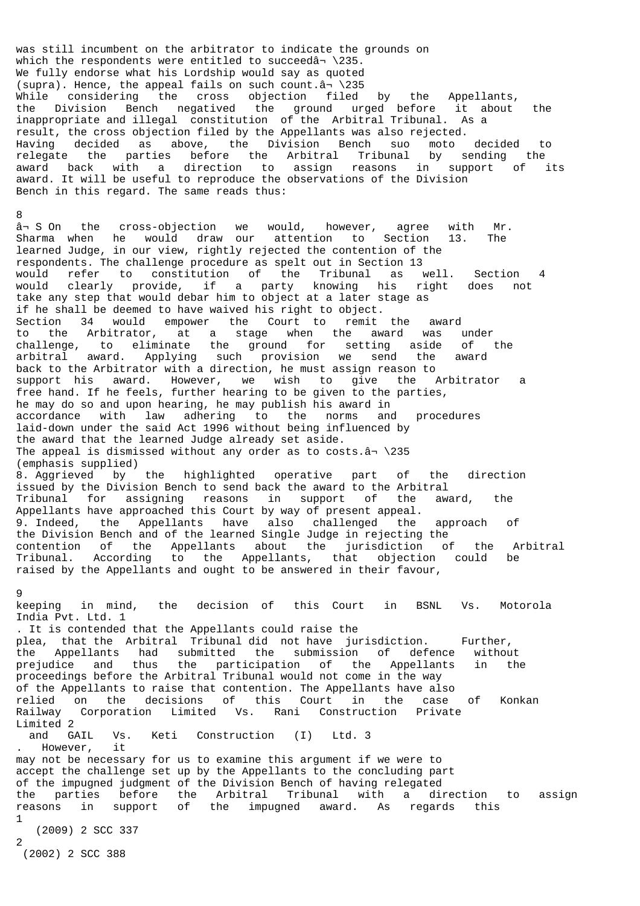was still incumbent on the arbitrator to indicate the grounds on which the respondents were entitled to succeedâ¬ \235.
We fully endorse what his Lordship would say as quoted (supra). Hence, the appeal fails on such count.â¬ \235

While considering the cross objection filed by the Appellants, the Division Bench negatived the ground urged before it about the inappropriate and illegal constitution of the Arbitral Tribunal. As a result, the cross objection filed by the Appellants was also rejected. Having decided as above, the Division Bench suo moto decided to relegate the parties before the Arbitral Tribunal by sending the award back with a direction to assign reasons in support of its award. It will be useful to reproduce the observations of the Division Bench in this regard. The same reads thus:

â¬ S On the cross-objection we would, however, agree with Mr. Sharma when he would draw our attention to Section 13. The learned Judge, in our view, rightly rejected the contention of the respondents. The challenge procedure as spelt out in Section 13 would refer to constitution of the Tribunal as well. Section 4 would clearly provide, if a party knowing his right does not take any step that would debar him to object at a later stage as if he shall be deemed to have waived his right to object.
Section 34 would empower the Court to remit the award to the Arbitrator, at a stage when the award was under challenge, to eliminate the ground for setting aside of the arbitral award. Applying such provision we send the award back to the Arbitrator with a direction, he must assign reason to support his award. However, we wish to give the Arbitrator a free hand. If he feels, further hearing to be given to the parties, he may do so and upon hearing, he may publish his award in accordance with law adhering to the norms and procedures laid-down under the said Act 1996 without being influenced by the award that the learned Judge already set aside.
The appeal is dismissed without any order as to costs.â¬ \235
(emphasis supplied)

8. Aggrieved by the highlighted operative part of the direction issued by the Division Bench to send back the award to the Arbitral Tribunal for assigning reasons in support of the award, the Appellants have approached this Court by way of present appeal.

9. Indeed, the Appellants have also challenged the approach of the Division Bench and of the learned Single Judge in rejecting the contention of the Appellants about the jurisdiction of the Arbitral Tribunal. According to the Appellants, that objection could be raised by the Appellants and ought to be answered in their favour, keeping in mind, the decision of this Court in BSNL Vs. Motorola India Pvt. Ltd. [1]. It is contended that the Appellants could raise the plea, that the Arbitral Tribunal did not have jurisdiction. Further, the Appellants had submitted the submission of defence without prejudice and thus the participation of the Appellants in the proceedings before the Arbitral Tribunal would not come in the way of the Appellants to raise that contention. The Appellants have also relied on the decisions of this Court in the case of Konkan Railway Corporation Limited Vs. Rani Construction Private Limited [2] and GAIL Vs. Keti Construction (I) Ltd. [3]. However, it may not be necessary for us to examine this argument if we were to accept the challenge set up by the Appellants to the concluding part of the impugned judgment of the Division Bench of having relegated the parties before the Arbitral Tribunal with a direction to assign reasons in support of the impugned award. As regards this

[1] (2009) 2 SCC 337

[2] (2002) 2 SCC 388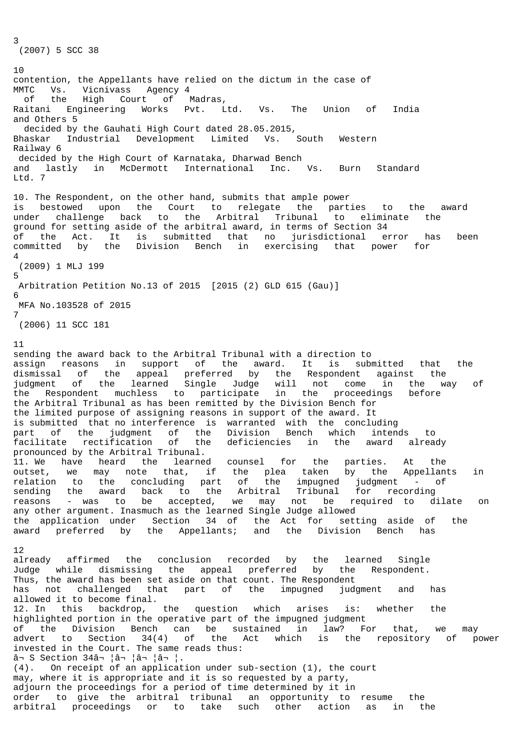(2007) 5 SCC 38

contention, the Appellants have relied on the dictum in the case of MMTC Vs. Vicnivass Agency [4] of the High Court of Madras, Raitani Engineering Works Pvt. Ltd. Vs. The Union of India and Others [5] decided by the Gauhati High Court dated 28.05.2015, Bhaskar Industrial Development Limited Vs. South Western Railway [6] decided by the High Court of Karnataka, Dharwad Bench and lastly in McDermott International Inc. Vs. Burn Standard Ltd. [7]

10. The Respondent, on the other hand, submits that ample power is bestowed upon the Court to relegate the parties to the award under challenge back to the Arbitral Tribunal to eliminate the ground for setting aside of the arbitral award, in terms of Section 34 of the Act. It is submitted that no jurisdictional error has been committed by the Division Bench in exercising that power for

[4] (2009) 1 MLJ 199

[5] Arbitration Petition No.13 of 2015 [2015 (2) GLD 615 (Gau)]

[6] MFA No.103528 of 2015

[7] (2006) 11 SCC 181

sending the award back to the Arbitral Tribunal with a direction to assign reasons in support of the award. It is submitted that the dismissal of the appeal preferred by the Respondent against the judgment of the learned Single Judge will not come in the way of the Respondent muchless to participate in the proceedings before the Arbitral Tribunal as has been remitted by the Division Bench for the limited purpose of assigning reasons in support of the award. It is submitted that no interference is warranted with the concluding part of the judgment of the Division Bench which intends to facilitate rectification of the deficiencies in the award already pronounced by the Arbitral Tribunal.

11. We have heard the learned counsel for the parties. At the outset, we may note that, if the plea taken by the Appellants in relation to the concluding part of the impugned judgment - of sending the award back to the Arbitral Tribunal for recording reasons - was to be accepted, we may not be required to dilate on any other argument. Inasmuch as the learned Single Judge allowed the application under Section 34 of the Act for setting aside of the award preferred by the Appellants; and the Division Bench has already affirmed the conclusion recorded by the learned Single Judge while dismissing the appeal preferred by the Respondent. Thus, the award has been set aside on that count. The Respondent has not challenged that part of the impugned judgment and has allowed it to become final.

12. In this backdrop, the question which arises is: whether the highlighted portion in the operative part of the impugned judgment of the Division Bench can be sustained in law? For that, we may advert to Section 34(4) of the Act which is the repository of power invested in the Court. The same reads thus:

â¬ S Section 34â¬ ¦â¬ ¦â¬ ¦â¬ ¦.

(4). On receipt of an application under sub-section (1), the court may, where it is appropriate and it is so requested by a party, adjourn the proceedings for a period of time determined by it in order to give the arbitral tribunal an opportunity to resume the arbitral proceedings or to take such other action as in the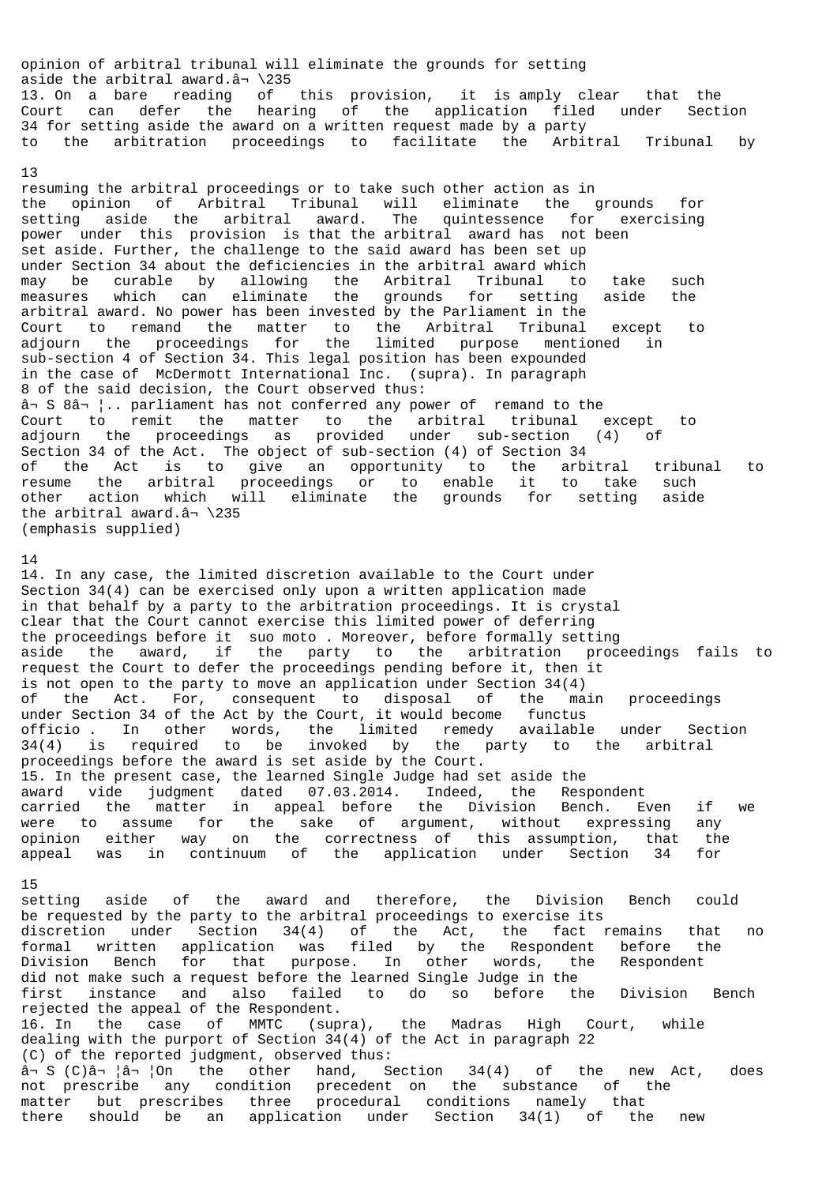opinion of arbitral tribunal will eliminate the grounds for setting aside the arbitral award.â¬ \235

13. On a bare reading of this provision, it is amply clear that the Court can defer the hearing of the application filed under Section 34 for setting aside the award on a written request made by a party to the arbitration proceedings to facilitate the Arbitral Tribunal by resuming the arbitral proceedings or to take such other action as in the opinion of Arbitral Tribunal will eliminate the grounds for setting aside the arbitral award. The quintessence for exercising power under this provision is that the arbitral award has not been set aside. Further, the challenge to the said award has been set up under Section 34 about the deficiencies in the arbitral award which may be curable by allowing the Arbitral Tribunal to take such measures which can eliminate the grounds for setting aside the arbitral award. No power has been invested by the Parliament in the Court to remand the matter to the Arbitral Tribunal except to adjourn the proceedings for the limited purpose mentioned in sub-section 4 of Section 34. This legal position has been expounded in the case of McDermott International Inc. (supra). In paragraph 8 of the said decision, the Court observed thus:

â¬ S 8â¬ ¦.. parliament has not conferred any power of remand to the Court to remit the matter to the arbitral tribunal except to adjourn the proceedings as provided under sub-section (4) of Section 34 of the Act. The object of sub-section (4) of Section 34 of the Act is to give an opportunity to the arbitral tribunal to resume the arbitral proceedings or to enable it to take such other action which will eliminate the grounds for setting aside the arbitral award.â¬ \235
(emphasis supplied)

14. In any case, the limited discretion available to the Court under Section 34(4) can be exercised only upon a written application made in that behalf by a party to the arbitration proceedings. It is crystal clear that the Court cannot exercise this limited power of deferring the proceedings before it *suo moto*. Moreover, before formally setting aside the award, if the party to the arbitration proceedings fails to request the Court to defer the proceedings pending before it, then it is not open to the party to move an application under Section 34(4) of the Act. For, consequent to disposal of the main proceedings under Section 34 of the Act by the Court, it would become *functus officio*. In other words, the limited remedy available under Section 34(4) is required to be invoked by the party to the arbitral proceedings before the award is set aside by the Court.

15. In the present case, the learned Single Judge had set aside the award vide judgment dated 07.03.2014. Indeed, the Respondent carried the matter in appeal before the Division Bench. Even if we were to assume for the sake of argument, without expressing any opinion either way on the correctness of this assumption, that the appeal was in continuum of the application under Section 34 for setting aside of the award and therefore, the Division Bench could be requested by the party to the arbitral proceedings to exercise its discretion under Section 34(4) of the Act, the fact remains that no formal written application was filed by the Respondent before the Division Bench for that purpose. In other words, the Respondent did not make such a request before the learned Single Judge in the first instance and also failed to do so before the Division Bench rejected the appeal of the Respondent.

16. In the case of MMTC (supra), the Madras High Court, while dealing with the purport of Section 34(4) of the Act in paragraph 22 (C) of the reported judgment, observed thus:

â¬ S (C)â¬ ¦â¬ ¦On the other hand, Section 34(4) of the new Act, does not prescribe any condition precedent on the substance of the matter but prescribes three procedural conditions namely that there should be an application under Section 34(1) of the new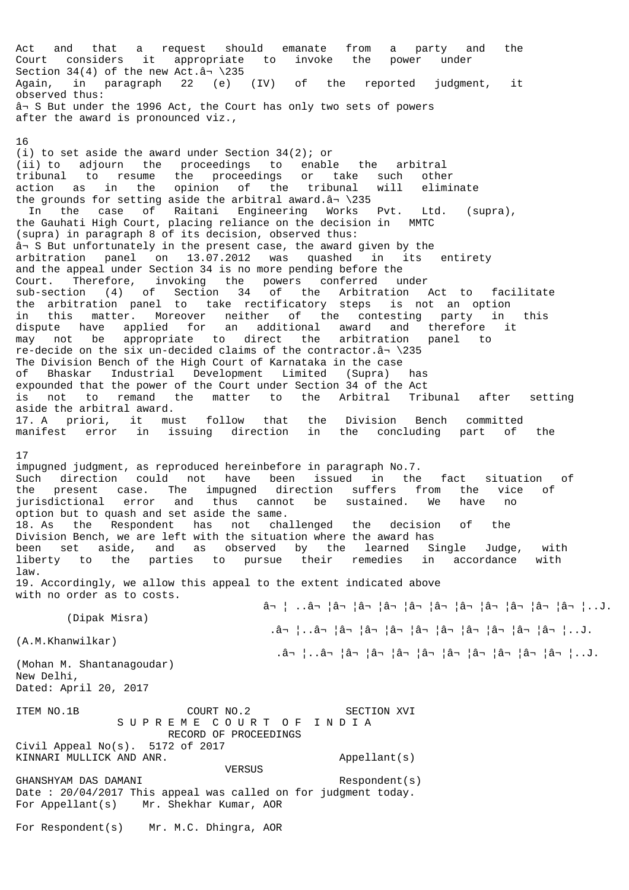Act and that a request should emanate from a party and the Court considers it appropriate to invoke the power under Section 34(4) of the new Act.â¬ \235

Again, in paragraph 22 (e) (IV) of the reported judgment, it observed thus:

â¬ S But under the 1996 Act, the Court has only two sets of powers after the award is pronounced viz.,

(i) to set aside the award under Section 34(2); or

(ii) to adjourn the proceedings to enable the arbitral tribunal to resume the proceedings or take such other action as in the opinion of the tribunal will eliminate the grounds for setting aside the arbitral award.â¬ \235

In the case of Raitani Engineering Works Pvt. Ltd. (supra), the Gauhati High Court, placing reliance on the decision in MMTC (supra) in paragraph 8 of its decision, observed thus:

â¬ S But unfortunately in the present case, the award given by the arbitration panel on 13.07.2012 was quashed in its entirety and the appeal under Section 34 is no more pending before the Court. Therefore, invoking the powers conferred under sub-section (4) of Section 34 of the Arbitration Act to facilitate the arbitration panel to take rectificatory steps is not an option in this matter. Moreover neither of the contesting party in this dispute have applied for an additional award and therefore it may not be appropriate to direct the arbitration panel to re-decide on the six un-decided claims of the contractor.â¬ \235

The Division Bench of the High Court of Karnataka in the case of Bhaskar Industrial Development Limited (Supra) has expounded that the power of the Court under Section 34 of the Act is not to remand the matter to the Arbitral Tribunal after setting aside the arbitral award.

17. A priori, it must follow that the Division Bench committed manifest error in issuing direction in the concluding part of the impugned judgment, as reproduced hereinbefore in paragraph No.7. Such direction could not have been issued in the fact situation of the present case. The impugned direction suffers from the vice of jurisdictional error and thus cannot be sustained. We have no option but to quash and set aside the same.

18. As the Respondent has not challenged the decision of the Division Bench, we are left with the situation where the award has been set aside, and as observed by the learned Single Judge, with liberty to the parties to pursue their remedies in accordance with law.

19. Accordingly, we allow this appeal to the extent indicated above with no order as to costs.

â¬ ¦ ..â¬ ¦â¬ ¦â¬ ¦â¬ ¦â¬ ¦â¬ ¦â¬ ¦â¬ ¦â¬ ¦â¬ ¦â¬ ¦..J.
(Dipak Misra)

.â¬ ¦..â¬ ¦â¬ ¦â¬ ¦â¬ ¦â¬ ¦â¬ ¦â¬ ¦â¬ ¦â¬ ¦â¬ ¦..J.
(A.M.Khanwilkar)

.â¬ ¦..â¬ ¦â¬ ¦â¬ ¦â¬ ¦â¬ ¦â¬ ¦â¬ ¦â¬ ¦â¬ ¦â¬ ¦..J.
(Mohan M. Shantanagoudar)

New Delhi,
Dated: April 20, 2017

ITEM NO.1B COURT NO.2 SECTION XVI

S U P R E M E C O U R T O F I N D I A

RECORD OF PROCEEDINGS

Civil Appeal No(s). 5172 of 2017

KINNARI MULLICK AND ANR. Appellant(s)

VERSUS

GHANSHYAM DAS DAMANI Respondent(s)

Date : 20/04/2017 This appeal was called on for judgment today.

For Appellant(s) Mr. Shekhar Kumar, AOR

For Respondent(s) Mr. M.C. Dhingra, AOR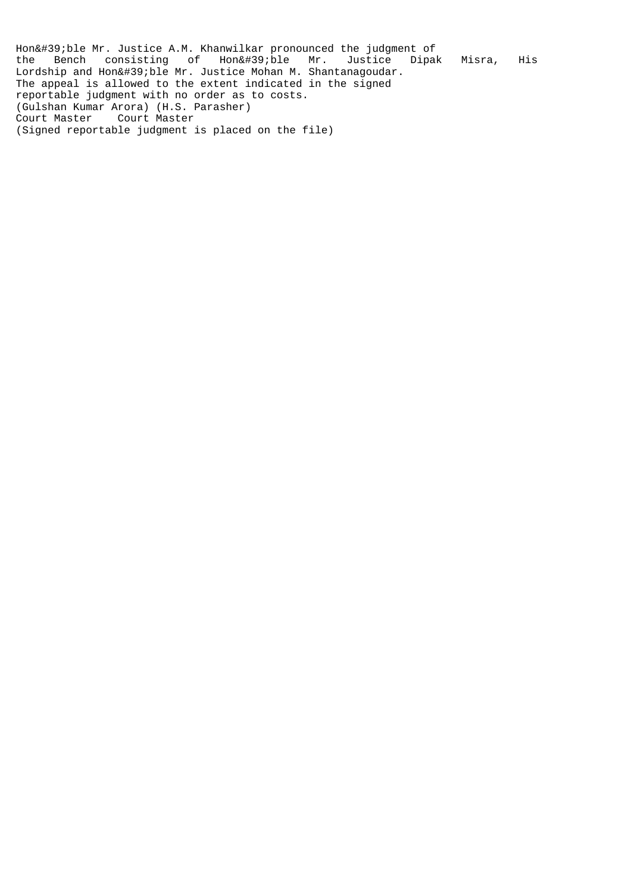Hon&#39;ble Mr. Justice A.M. Khanwilkar pronounced the judgment of the Bench consisting of Hon&#39;ble Mr. Justice Dipak Misra, His Lordship and Hon&#39;ble Mr. Justice Mohan M. Shantanagoudar.

The appeal is allowed to the extent indicated in the signed reportable judgment with no order as to costs.

(Gulshan Kumar Arora) (H.S. Parasher)
Court Master Court Master

(Signed reportable judgment is placed on the file)